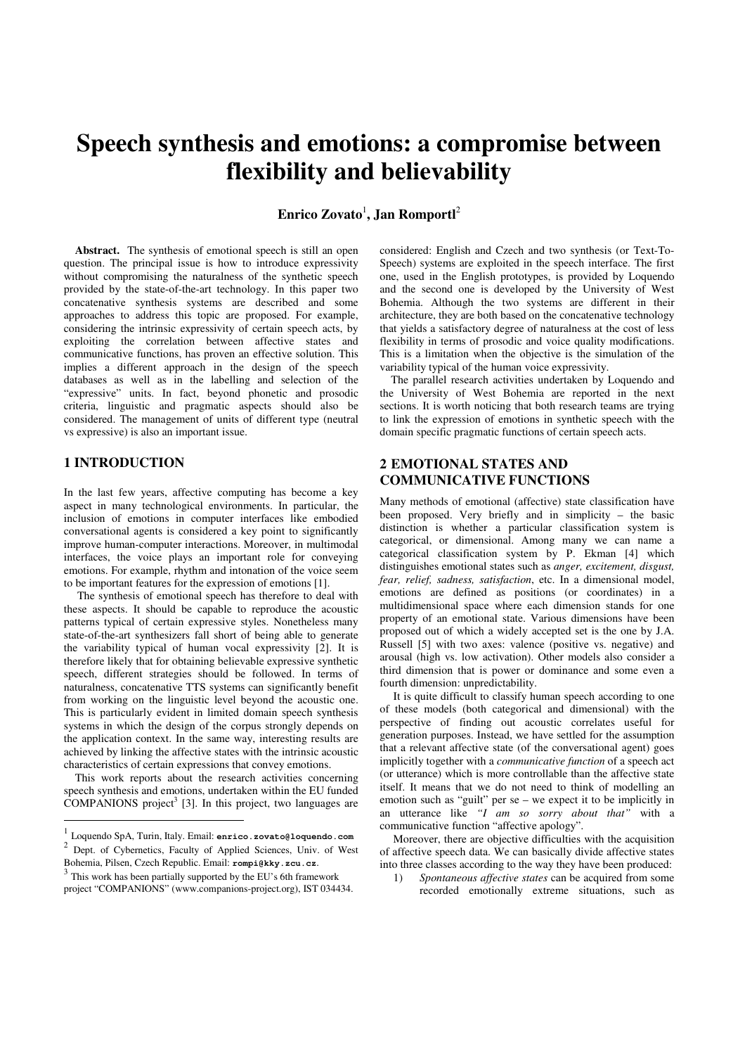# Speech synthesis and emotions: a compromise between flexibility and believability

**Enrico Zovato**[1], **Jan Romportl**[2]

**Abstract.** The synthesis of emotional speech is still an open question. The principal issue is how to introduce expressivity without compromising the naturalness of the synthetic speech provided by the state-of-the-art technology. In this paper two concatenative synthesis systems are described and some approaches to address this topic are proposed. For example, considering the intrinsic expressivity of certain speech acts, by exploiting the correlation between affective states and communicative functions, has proven an effective solution. This implies a different approach in the design of the speech databases as well as in the labelling and selection of the "expressive" units. In fact, beyond phonetic and prosodic criteria, linguistic and pragmatic aspects should also be considered. The management of units of different type (neutral vs expressive) is also an important issue.

## 1 INTRODUCTION

In the last few years, affective computing has become a key aspect in many technological environments. In particular, the inclusion of emotions in computer interfaces like embodied conversational agents is considered a key point to significantly improve human-computer interactions. Moreover, in multimodal interfaces, the voice plays an important role for conveying emotions. For example, rhythm and intonation of the voice seem to be important features for the expression of emotions [1].

The synthesis of emotional speech has therefore to deal with these aspects. It should be capable to reproduce the acoustic patterns typical of certain expressive styles. Nonetheless many state-of-the-art synthesizers fall short of being able to generate the variability typical of human vocal expressivity [2]. It is therefore likely that for obtaining believable expressive synthetic speech, different strategies should be followed. In terms of naturalness, concatenative TTS systems can significantly benefit from working on the linguistic level beyond the acoustic one. This is particularly evident in limited domain speech synthesis systems in which the design of the corpus strongly depends on the application context. In the same way, interesting results are achieved by linking the affective states with the intrinsic acoustic characteristics of certain expressions that convey emotions.

This work reports about the research activities concerning speech synthesis and emotions, undertaken within the EU funded COMPANIONS project[3] [3]. In this project, two languages are considered: English and Czech and two synthesis (or Text-To-Speech) systems are exploited in the speech interface. The first one, used in the English prototypes, is provided by Loquendo and the second one is developed by the University of West Bohemia. Although the two systems are different in their architecture, they are both based on the concatenative technology that yields a satisfactory degree of naturalness at the cost of less flexibility in terms of prosodic and voice quality modifications. This is a limitation when the objective is the simulation of the variability typical of the human voice expressivity.

The parallel research activities undertaken by Loquendo and the University of West Bohemia are reported in the next sections. It is worth noticing that both research teams are trying to link the expression of emotions in synthetic speech with the domain specific pragmatic functions of certain speech acts.

## 2 EMOTIONAL STATES AND COMMUNICATIVE FUNCTIONS

Many methods of emotional (affective) state classification have been proposed. Very briefly and in simplicity – the basic distinction is whether a particular classification system is categorical, or dimensional. Among many we can name a categorical classification system by P. Ekman [4] which distinguishes emotional states such as *anger, excitement, disgust, fear, relief, sadness, satisfaction*, etc. In a dimensional model, emotions are defined as positions (or coordinates) in a multidimensional space where each dimension stands for one property of an emotional state. Various dimensions have been proposed out of which a widely accepted set is the one by J.A. Russell [5] with two axes: valence (positive vs. negative) and arousal (high vs. low activation). Other models also consider a third dimension that is power or dominance and some even a fourth dimension: unpredictability.

It is quite difficult to classify human speech according to one of these models (both categorical and dimensional) with the perspective of finding out acoustic correlates useful for generation purposes. Instead, we have settled for the assumption that a relevant affective state (of the conversational agent) goes implicitly together with a *communicative function* of a speech act (or utterance) which is more controllable than the affective state itself. It means that we do not need to think of modelling an emotion such as "guilt" per se – we expect it to be implicitly in an utterance like *"I am so sorry about that"* with a communicative function "affective apology".

Moreover, there are objective difficulties with the acquisition of affective speech data. We can basically divide affective states into three classes according to the way they have been produced:

1) *Spontaneous affective states* can be acquired from some recorded emotionally extreme situations, such as

---

[1] Loquendo SpA, Turin, Italy. Email: **enrico.zovato@loquendo.com**

[2] Dept. of Cybernetics, Faculty of Applied Sciences, Univ. of West Bohemia, Pilsen, Czech Republic. Email: **rompi@kky.zcu.cz**.

[3] This work has been partially supported by the EU's 6th framework project "COMPANIONS" (www.companions-project.org), IST 034434.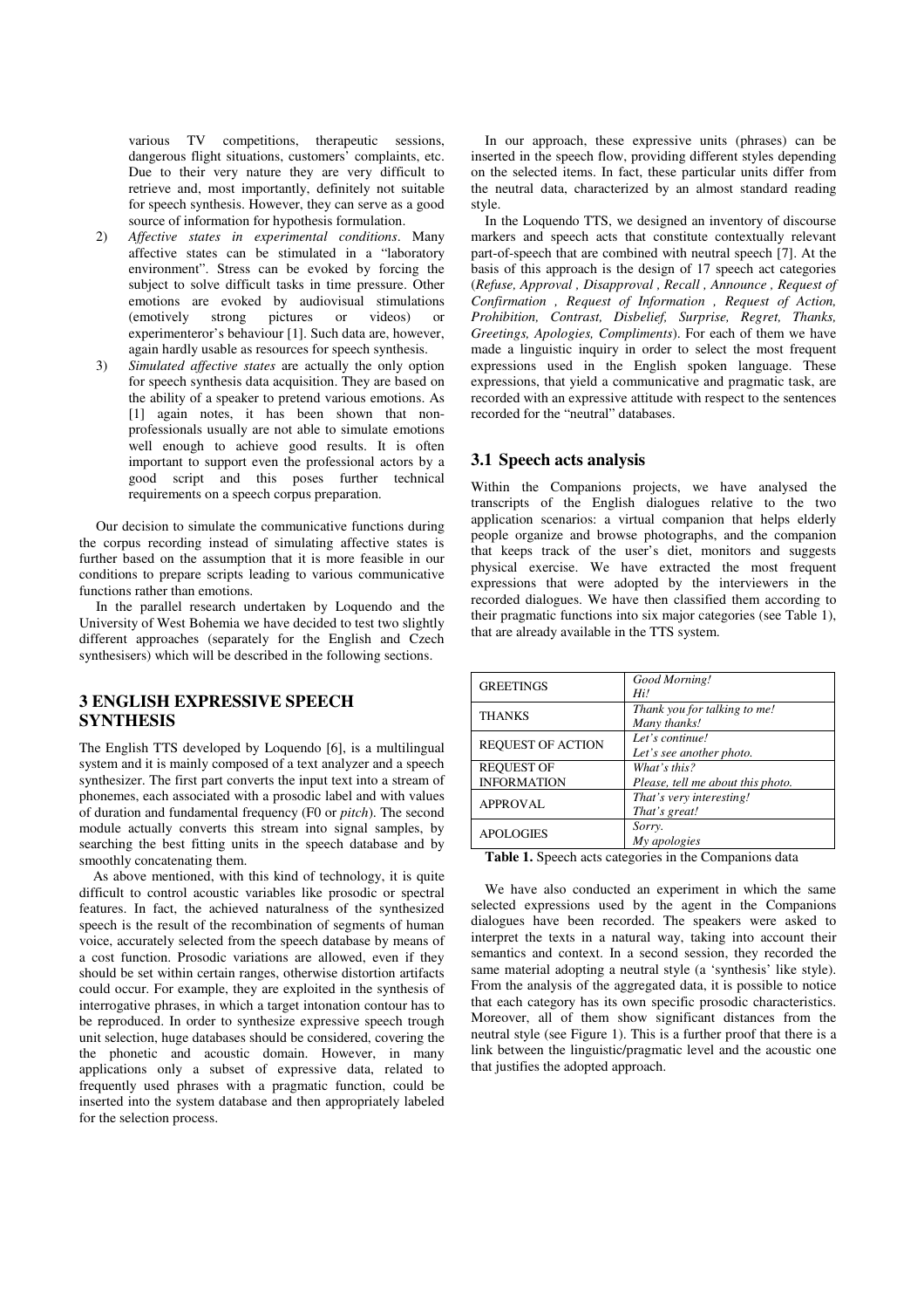various TV competitions, therapeutic sessions, dangerous flight situations, customers' complaints, etc. Due to their very nature they are very difficult to retrieve and, most importantly, definitely not suitable for speech synthesis. However, they can serve as a good source of information for hypothesis formulation.

2) *Affective states in experimental conditions*. Many affective states can be stimulated in a "laboratory environment". Stress can be evoked by forcing the subject to solve difficult tasks in time pressure. Other emotions are evoked by audiovisual stimulations (emotively strong pictures or videos) or experimenteror's behaviour [1]. Such data are, however, again hardly usable as resources for speech synthesis.
3) *Simulated affective states* are actually the only option for speech synthesis data acquisition. They are based on the ability of a speaker to pretend various emotions. As [1] again notes, it has been shown that non-professionals usually are not able to simulate emotions well enough to achieve good results. It is often important to support even the professional actors by a good script and this poses further technical requirements on a speech corpus preparation.

Our decision to simulate the communicative functions during the corpus recording instead of simulating affective states is further based on the assumption that it is more feasible in our conditions to prepare scripts leading to various communicative functions rather than emotions.

In the parallel research undertaken by Loquendo and the University of West Bohemia we have decided to test two slightly different approaches (separately for the English and Czech synthesisers) which will be described in the following sections.

## 3 ENGLISH EXPRESSIVE SPEECH SYNTHESIS

The English TTS developed by Loquendo [6], is a multilingual system and it is mainly composed of a text analyzer and a speech synthesizer. The first part converts the input text into a stream of phonemes, each associated with a prosodic label and with values of duration and fundamental frequency (F0 or *pitch*). The second module actually converts this stream into signal samples, by searching the best fitting units in the speech database and by smoothly concatenating them.

As above mentioned, with this kind of technology, it is quite difficult to control acoustic variables like prosodic or spectral features. In fact, the achieved naturalness of the synthesized speech is the result of the recombination of segments of human voice, accurately selected from the speech database by means of a cost function. Prosodic variations are allowed, even if they should be set within certain ranges, otherwise distortion artifacts could occur. For example, they are exploited in the synthesis of interrogative phrases, in which a target intonation contour has to be reproduced. In order to synthesize expressive speech trough unit selection, huge databases should be considered, covering the the phonetic and acoustic domain. However, in many applications only a subset of expressive data, related to frequently used phrases with a pragmatic function, could be inserted into the system database and then appropriately labeled for the selection process.

In our approach, these expressive units (phrases) can be inserted in the speech flow, providing different styles depending on the selected items. In fact, these particular units differ from the neutral data, characterized by an almost standard reading style.

In the Loquendo TTS, we designed an inventory of discourse markers and speech acts that constitute contextually relevant part-of-speech that are combined with neutral speech [7]. At the basis of this approach is the design of 17 speech act categories (*Refuse, Approval , Disapproval , Recall , Announce , Request of Confirmation , Request of Information , Request of Action, Prohibition, Contrast, Disbelief, Surprise, Regret, Thanks, Greetings, Apologies, Compliments*). For each of them we have made a linguistic inquiry in order to select the most frequent expressions used in the English spoken language. These expressions, that yield a communicative and pragmatic task, are recorded with an expressive attitude with respect to the sentences recorded for the "neutral" databases.

### 3.1 Speech acts analysis

Within the Companions projects, we have analysed the transcripts of the English dialogues relative to the two application scenarios: a virtual companion that helps elderly people organize and browse photographs, and the companion that keeps track of the user's diet, monitors and suggests physical exercise. We have extracted the most frequent expressions that were adopted by the interviewers in the recorded dialogues. We have then classified them according to their pragmatic functions into six major categories (see Table 1), that are already available in the TTS system.

| | |
|---|---|
| GREETINGS | *Good Morning!*<br>*Hi!* |
| THANKS | *Thank you for talking to me!*<br>*Many thanks!* |
| REQUEST OF ACTION | *Let's continue!*<br>*Let's see another photo.* |
| REQUEST OF INFORMATION | *What's this?*<br>*Please, tell me about this photo.* |
| APPROVAL | *That's very interesting!*<br>*That's great!* |
| APOLOGIES | *Sorry.*<br>*My apologies* |

**Table 1.** Speech acts categories in the Companions data

We have also conducted an experiment in which the same selected expressions used by the agent in the Companions dialogues have been recorded. The speakers were asked to interpret the texts in a natural way, taking into account their semantics and context. In a second session, they recorded the same material adopting a neutral style (a 'synthesis' like style). From the analysis of the aggregated data, it is possible to notice that each category has its own specific prosodic characteristics. Moreover, all of them show significant distances from the neutral style (see Figure 1). This is a further proof that there is a link between the linguistic/pragmatic level and the acoustic one that justifies the adopted approach.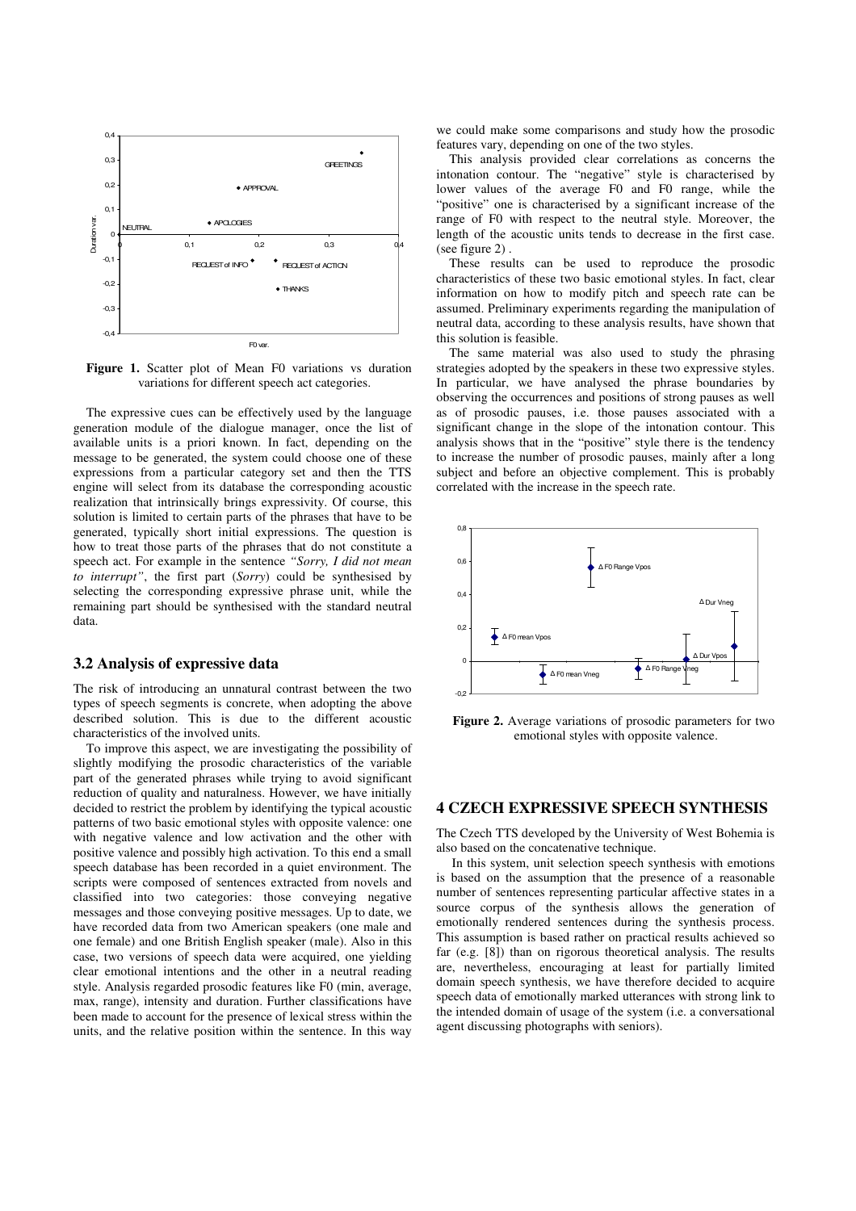**Figure 1.** Scatter plot of Mean F0 variations vs duration variations for different speech act categories.

The expressive cues can be effectively used by the language generation module of the dialogue manager, once the list of available units is a priori known. In fact, depending on the message to be generated, the system could choose one of these expressions from a particular category set and then the TTS engine will select from its database the corresponding acoustic realization that intrinsically brings expressivity. Of course, this solution is limited to certain parts of the phrases that have to be generated, typically short initial expressions. The question is how to treat those parts of the phrases that do not constitute a speech act. For example in the sentence *"Sorry, I did not mean to interrupt"*, the first part (*Sorry*) could be synthesised by selecting the corresponding expressive phrase unit, while the remaining part should be synthesised with the standard neutral data.

## 3.2 Analysis of expressive data

The risk of introducing an unnatural contrast between the two types of speech segments is concrete, when adopting the above described solution. This is due to the different acoustic characteristics of the involved units.

To improve this aspect, we are investigating the possibility of slightly modifying the prosodic characteristics of the variable part of the generated phrases while trying to avoid significant reduction of quality and naturalness. However, we have initially decided to restrict the problem by identifying the typical acoustic patterns of two basic emotional styles with opposite valence: one with negative valence and low activation and the other with positive valence and possibly high activation. To this end a small speech database has been recorded in a quiet environment. The scripts were composed of sentences extracted from novels and classified into two categories: those conveying negative messages and those conveying positive messages. Up to date, we have recorded data from two American speakers (one male and one female) and one British English speaker (male). Also in this case, two versions of speech data were acquired, one yielding clear emotional intentions and the other in a neutral reading style. Analysis regarded prosodic features like F0 (min, average, max, range), intensity and duration. Further classifications have been made to account for the presence of lexical stress within the units, and the relative position within the sentence. In this way we could make some comparisons and study how the prosodic features vary, depending on one of the two styles.

This analysis provided clear correlations as concerns the intonation contour. The "negative" style is characterised by lower values of the average F0 and F0 range, while the "positive" one is characterised by a significant increase of the range of F0 with respect to the neutral style. Moreover, the length of the acoustic units tends to decrease in the first case. (see figure 2) .

These results can be used to reproduce the prosodic characteristics of these two basic emotional styles. In fact, clear information on how to modify pitch and speech rate can be assumed. Preliminary experiments regarding the manipulation of neutral data, according to these analysis results, have shown that this solution is feasible.

The same material was also used to study the phrasing strategies adopted by the speakers in these two expressive styles. In particular, we have analysed the phrase boundaries by observing the occurrences and positions of strong pauses as well as of prosodic pauses, i.e. those pauses associated with a significant change in the slope of the intonation contour. This analysis shows that in the "positive" style there is the tendency to increase the number of prosodic pauses, mainly after a long subject and before an objective complement. This is probably correlated with the increase in the speech rate.

**Figure 2.** Average variations of prosodic parameters for two emotional styles with opposite valence.

# 4 CZECH EXPRESSIVE SPEECH SYNTHESIS

The Czech TTS developed by the University of West Bohemia is also based on the concatenative technique.

In this system, unit selection speech synthesis with emotions is based on the assumption that the presence of a reasonable number of sentences representing particular affective states in a source corpus of the synthesis allows the generation of emotionally rendered sentences during the synthesis process. This assumption is based rather on practical results achieved so far (e.g. [8]) than on rigorous theoretical analysis. The results are, nevertheless, encouraging at least for partially limited domain speech synthesis, we have therefore decided to acquire speech data of emotionally marked utterances with strong link to the intended domain of usage of the system (i.e. a conversational agent discussing photographs with seniors).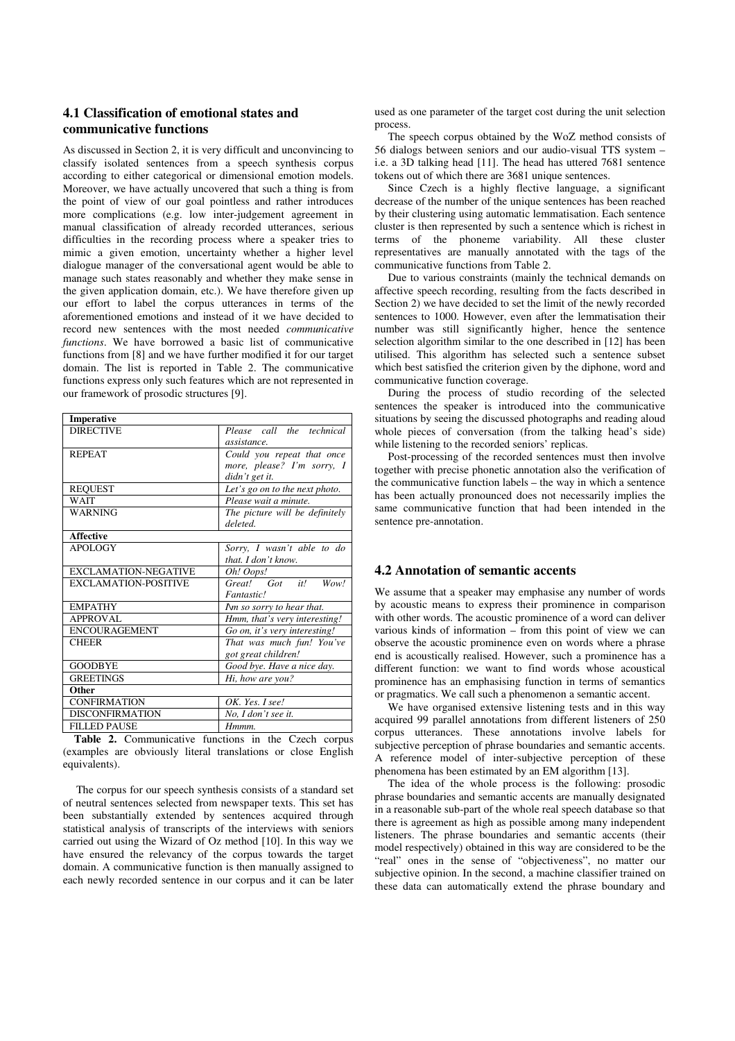### 4.1 Classification of emotional states and communicative functions

As discussed in Section 2, it is very difficult and unconvincing to classify isolated sentences from a speech synthesis corpus according to either categorical or dimensional emotion models. Moreover, we have actually uncovered that such a thing is from the point of view of our goal pointless and rather introduces more complications (e.g. low inter-judgement agreement in manual classification of already recorded utterances, serious difficulties in the recording process where a speaker tries to mimic a given emotion, uncertainty whether a higher level dialogue manager of the conversational agent would be able to manage such states reasonably and whether they make sense in the given application domain, etc.). We have therefore given up our effort to label the corpus utterances in terms of the aforementioned emotions and instead of it we have decided to record new sentences with the most needed *communicative functions*. We have borrowed a basic list of communicative functions from [8] and we have further modified it for our target domain. The list is reported in Table 2. The communicative functions express only such features which are not represented in our framework of prosodic structures [9].

| **Imperative** | |
|---|---|
| DIRECTIVE | *Please call the technical assistance.* |
| REPEAT | *Could you repeat that once more, please? I'm sorry, I didn't get it.* |
| REQUEST | *Let's go on to the next photo.* |
| WAIT | *Please wait a minute.* |
| WARNING | *The picture will be definitely deleted.* |
| **Affective** | |
| APOLOGY | *Sorry, I wasn't able to do that. I don't know.* |
| EXCLAMATION-NEGATIVE | *Oh! Oops!* |
| EXCLAMATION-POSITIVE | *Great! Got it! Wow! Fantastic!* |
| EMPATHY | *I'm so sorry to hear that.* |
| APPROVAL | *Hmm, that's very interesting!* |
| ENCOURAGEMENT | *Go on, it's very interesting!* |
| CHEER | *That was much fun! You've got great children!* |
| GOODBYE | *Good bye. Have a nice day.* |
| GREETINGS | *Hi, how are you?* |
| **Other** | |
| CONFIRMATION | *OK. Yes. I see!* |
| DISCONFIRMATION | *No, I don't see it.* |
| FILLED PAUSE | *Hmmm.* |

**Table 2.** Communicative functions in the Czech corpus (examples are obviously literal translations or close English equivalents).

The corpus for our speech synthesis consists of a standard set of neutral sentences selected from newspaper texts. This set has been substantially extended by sentences acquired through statistical analysis of transcripts of the interviews with seniors carried out using the Wizard of Oz method [10]. In this way we have ensured the relevancy of the corpus towards the target domain. A communicative function is then manually assigned to each newly recorded sentence in our corpus and it can be later used as one parameter of the target cost during the unit selection process.

The speech corpus obtained by the WoZ method consists of 56 dialogs between seniors and our audio-visual TTS system – i.e. a 3D talking head [11]. The head has uttered 7681 sentence tokens out of which there are 3681 unique sentences.

Since Czech is a highly flective language, a significant decrease of the number of the unique sentences has been reached by their clustering using automatic lemmatisation. Each sentence cluster is then represented by such a sentence which is richest in terms of the phoneme variability. All these cluster representatives are manually annotated with the tags of the communicative functions from Table 2.

Due to various constraints (mainly the technical demands on affective speech recording, resulting from the facts described in Section 2) we have decided to set the limit of the newly recorded sentences to 1000. However, even after the lemmatisation their number was still significantly higher, hence the sentence selection algorithm similar to the one described in [12] has been utilised. This algorithm has selected such a sentence subset which best satisfied the criterion given by the diphone, word and communicative function coverage.

During the process of studio recording of the selected sentences the speaker is introduced into the communicative situations by seeing the discussed photographs and reading aloud whole pieces of conversation (from the talking head's side) while listening to the recorded seniors' replicas.

Post-processing of the recorded sentences must then involve together with precise phonetic annotation also the verification of the communicative function labels – the way in which a sentence has been actually pronounced does not necessarily implies the same communicative function that had been intended in the sentence pre-annotation.

### 4.2 Annotation of semantic accents

We assume that a speaker may emphasise any number of words by acoustic means to express their prominence in comparison with other words. The acoustic prominence of a word can deliver various kinds of information – from this point of view we can observe the acoustic prominence even on words where a phrase end is acoustically realised. However, such a prominence has a different function: we want to find words whose acoustical prominence has an emphasising function in terms of semantics or pragmatics. We call such a phenomenon a semantic accent.

We have organised extensive listening tests and in this way acquired 99 parallel annotations from different listeners of 250 corpus utterances. These annotations involve labels for subjective perception of phrase boundaries and semantic accents. A reference model of inter-subjective perception of these phenomena has been estimated by an EM algorithm [13].

The idea of the whole process is the following: prosodic phrase boundaries and semantic accents are manually designated in a reasonable sub-part of the whole real speech database so that there is agreement as high as possible among many independent listeners. The phrase boundaries and semantic accents (their model respectively) obtained in this way are considered to be the "real" ones in the sense of "objectiveness", no matter our subjective opinion. In the second, a machine classifier trained on these data can automatically extend the phrase boundary and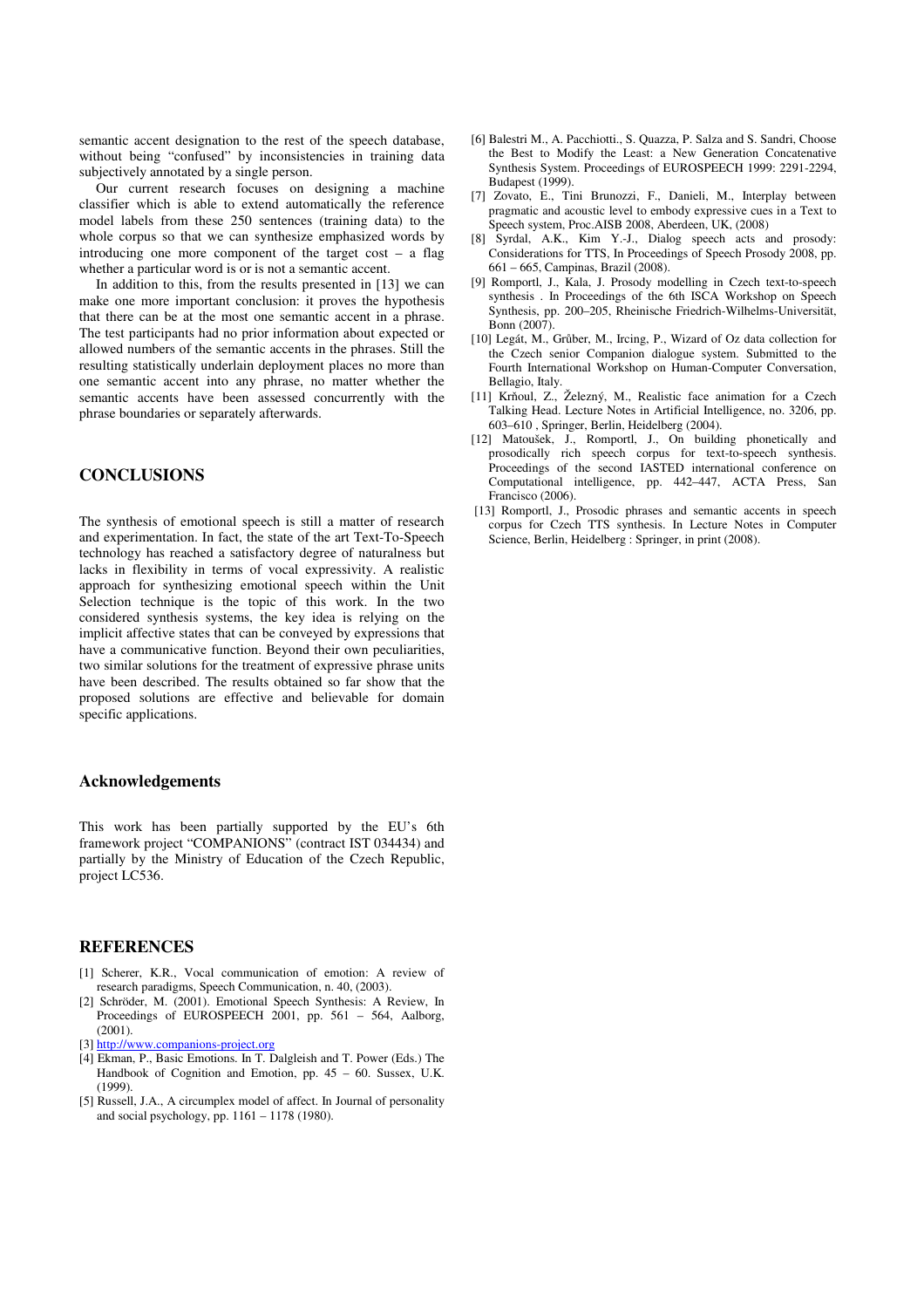semantic accent designation to the rest of the speech database, without being "confused" by inconsistencies in training data subjectively annotated by a single person.

Our current research focuses on designing a machine classifier which is able to extend automatically the reference model labels from these 250 sentences (training data) to the whole corpus so that we can synthesize emphasized words by introducing one more component of the target cost – a flag whether a particular word is or is not a semantic accent.

In addition to this, from the results presented in [13] we can make one more important conclusion: it proves the hypothesis that there can be at the most one semantic accent in a phrase. The test participants had no prior information about expected or allowed numbers of the semantic accents in the phrases. Still the resulting statistically underlain deployment places no more than one semantic accent into any phrase, no matter whether the semantic accents have been assessed concurrently with the phrase boundaries or separately afterwards.

## CONCLUSIONS

The synthesis of emotional speech is still a matter of research and experimentation. In fact, the state of the art Text-To-Speech technology has reached a satisfactory degree of naturalness but lacks in flexibility in terms of vocal expressivity. A realistic approach for synthesizing emotional speech within the Unit Selection technique is the topic of this work. In the two considered synthesis systems, the key idea is relying on the implicit affective states that can be conveyed by expressions that have a communicative function. Beyond their own peculiarities, two similar solutions for the treatment of expressive phrase units have been described. The results obtained so far show that the proposed solutions are effective and believable for domain specific applications.

### Acknowledgements

This work has been partially supported by the EU's 6th framework project "COMPANIONS" (contract IST 034434) and partially by the Ministry of Education of the Czech Republic, project LC536.

## REFERENCES

[1] Scherer, K.R., Vocal communication of emotion: A review of research paradigms, Speech Communication, n. 40, (2003).

[2] Schröder, M. (2001). Emotional Speech Synthesis: A Review, In Proceedings of EUROSPEECH 2001, pp. 561 – 564, Aalborg, (2001).

[3] http://www.companions-project.org

[4] Ekman, P., Basic Emotions. In T. Dalgleish and T. Power (Eds.) The Handbook of Cognition and Emotion, pp. 45 – 60. Sussex, U.K. (1999).

[5] Russell, J.A., A circumplex model of affect. In Journal of personality and social psychology, pp. 1161 – 1178 (1980).

[6] Balestri M., A. Pacchiotti., S. Quazza, P. Salza and S. Sandri, Choose the Best to Modify the Least: a New Generation Concatenative Synthesis System. Proceedings of EUROSPEECH 1999: 2291-2294, Budapest (1999).

[7] Zovato, E., Tini Brunozzi, F., Danieli, M., Interplay between pragmatic and acoustic level to embody expressive cues in a Text to Speech system, Proc.AISB 2008, Aberdeen, UK, (2008)

[8] Syrdal, A.K., Kim Y.-J., Dialog speech acts and prosody: Considerations for TTS, In Proceedings of Speech Prosody 2008, pp. 661 – 665, Campinas, Brazil (2008).

[9] Romportl, J., Kala, J. Prosody modelling in Czech text-to-speech synthesis . In Proceedings of the 6th ISCA Workshop on Speech Synthesis, pp. 200–205, Rheinische Friedrich-Wilhelms-Universität, Bonn (2007).

[10] Legát, M., Grůber, M., Ircing, P., Wizard of Oz data collection for the Czech senior Companion dialogue system. Submitted to the Fourth International Workshop on Human-Computer Conversation, Bellagio, Italy.

[11] Krňoul, Z., Železný, M., Realistic face animation for a Czech Talking Head. Lecture Notes in Artificial Intelligence, no. 3206, pp. 603–610 , Springer, Berlin, Heidelberg (2004).

[12] Matoušek, J., Romportl, J., On building phonetically and prosodically rich speech corpus for text-to-speech synthesis. Proceedings of the second IASTED international conference on Computational intelligence, pp. 442–447, ACTA Press, San Francisco (2006).

[13] Romportl, J., Prosodic phrases and semantic accents in speech corpus for Czech TTS synthesis. In Lecture Notes in Computer Science, Berlin, Heidelberg : Springer, in print (2008).